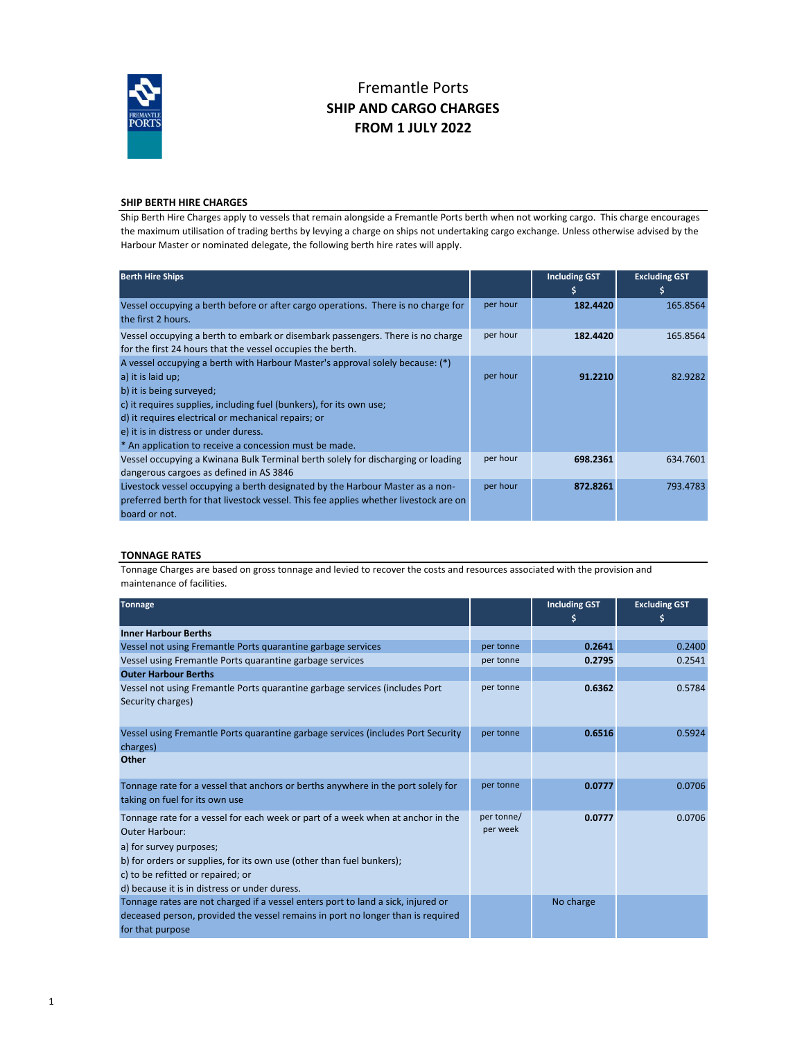# Fremantle Ports
## SHIP AND CARGO CHARGES
## FROM 1 JULY 2022

### SHIP BERTH HIRE CHARGES

Ship Berth Hire Charges apply to vessels that remain alongside a Fremantle Ports berth when not working cargo. This charge encourages the maximum utilisation of trading berths by levying a charge on ships not undertaking cargo exchange. Unless otherwise advised by the Harbour Master or nominated delegate, the following berth hire rates will apply.

| Berth Hire Ships | | Including GST $ | Excluding GST $ |
|---|---|---|---|
| Vessel occupying a berth before or after cargo operations. There is no charge for the first 2 hours. | per hour | **182.4420** | 165.8564 |
| Vessel occupying a berth to embark or disembark passengers. There is no charge for the first 24 hours that the vessel occupies the berth. | per hour | **182.4420** | 165.8564 |
| A vessel occupying a berth with Harbour Master's approval solely because: (*)<br>a) it is laid up;<br>b) it is being surveyed;<br>c) it requires supplies, including fuel (bunkers), for its own use;<br>d) it requires electrical or mechanical repairs; or<br>e) it is in distress or under duress.<br>* An application to receive a concession must be made. | per hour | **91.2210** | 82.9282 |
| Vessel occupying a Kwinana Bulk Terminal berth solely for discharging or loading dangerous cargoes as defined in AS 3846 | per hour | **698.2361** | 634.7601 |
| Livestock vessel occupying a berth designated by the Harbour Master as a non-preferred berth for that livestock vessel. This fee applies whether livestock are on board or not. | per hour | **872.8261** | 793.4783 |

### TONNAGE RATES

Tonnage Charges are based on gross tonnage and levied to recover the costs and resources associated with the provision and maintenance of facilities.

| Tonnage | | Including GST $ | Excluding GST $ |
|---|---|---|---|
| **Inner Harbour Berths** | | | |
| Vessel not using Fremantle Ports quarantine garbage services | per tonne | **0.2641** | 0.2400 |
| Vessel using Fremantle Ports quarantine garbage services | per tonne | **0.2795** | 0.2541 |
| **Outer Harbour Berths** | | | |
| Vessel not using Fremantle Ports quarantine garbage services (includes Port Security charges) | per tonne | **0.6362** | 0.5784 |
| Vessel using Fremantle Ports quarantine garbage services (includes Port Security charges) | per tonne | **0.6516** | 0.5924 |
| **Other** | | | |
| Tonnage rate for a vessel that anchors or berths anywhere in the port solely for taking on fuel for its own use | per tonne | **0.0777** | 0.0706 |
| Tonnage rate for each week or part of a week when at anchor in the Outer Harbour:<br>a) for survey purposes;<br>b) for orders or supplies, for its own use (other than fuel bunkers);<br>c) to be refitted or repaired; or<br>d) because it is in distress or under duress. | per tonne/ per week | **0.0777** | 0.0706 |
| Tonnage rates are not charged if a vessel enters port to land a sick, injured or deceased person, provided the vessel remains in port no longer than is required for that purpose | | No charge | |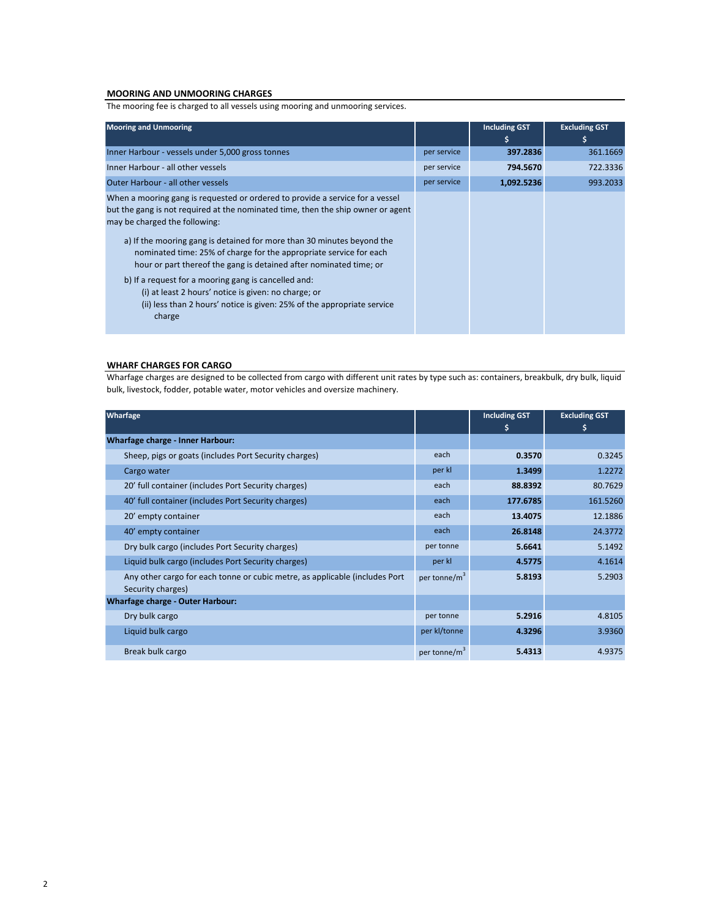## MOORING AND UNMOORING CHARGES

The mooring fee is charged to all vessels using mooring and unmooring services.

| Mooring and Unmooring | | Including GST $ | Excluding GST $ |
|---|---|---|---|
| Inner Harbour - vessels under 5,000 gross tonnes | per service | **397.2836** | 361.1669 |
| Inner Harbour - all other vessels | per service | **794.5670** | 722.3336 |
| Outer Harbour - all other vessels | per service | **1,092.5236** | 993.2033 |
| When a mooring gang is requested or ordered to provide a service for a vessel but the gang is not required at the nominated time, then the ship owner or agent may be charged the following: <br> a) If the mooring gang is detained for more than 30 minutes beyond the nominated time: 25% of charge for the appropriate service for each hour or part thereof the gang is detained after nominated time; or <br> b) If a request for a mooring gang is cancelled and: <br> (i) at least 2 hours' notice is given: no charge; or <br> (ii) less than 2 hours' notice is given: 25% of the appropriate service charge | | | |

## WHARF CHARGES FOR CARGO

Wharfage charges are designed to be collected from cargo with different unit rates by type such as: containers, breakbulk, dry bulk, liquid bulk, livestock, fodder, potable water, motor vehicles and oversize machinery.

| Wharfage | | Including GST $ | Excluding GST $ |
|---|---|---|---|
| **Wharfage charge - Inner Harbour:** | | | |
| Sheep, pigs or goats (includes Port Security charges) | each | **0.3570** | 0.3245 |
| Cargo water | per kl | **1.3499** | 1.2272 |
| 20' full container (includes Port Security charges) | each | **88.8392** | 80.7629 |
| 40' full container (includes Port Security charges) | each | **177.6785** | 161.5260 |
| 20' empty container | each | **13.4075** | 12.1886 |
| 40' empty container | each | **26.8148** | 24.3772 |
| Dry bulk cargo (includes Port Security charges) | per tonne | **5.6641** | 5.1492 |
| Liquid bulk cargo (includes Port Security charges) | per kl | **4.5775** | 4.1614 |
| Any other cargo for each tonne or cubic metre, as applicable (includes Port Security charges) | per tonne/$m^3$ | **5.8193** | 5.2903 |
| **Wharfage charge - Outer Harbour:** | | | |
| Dry bulk cargo | per tonne | **5.2916** | 4.8105 |
| Liquid bulk cargo | per kl/tonne | **4.3296** | 3.9360 |
| Break bulk cargo | per tonne/$m^3$ | **5.4313** | 4.9375 |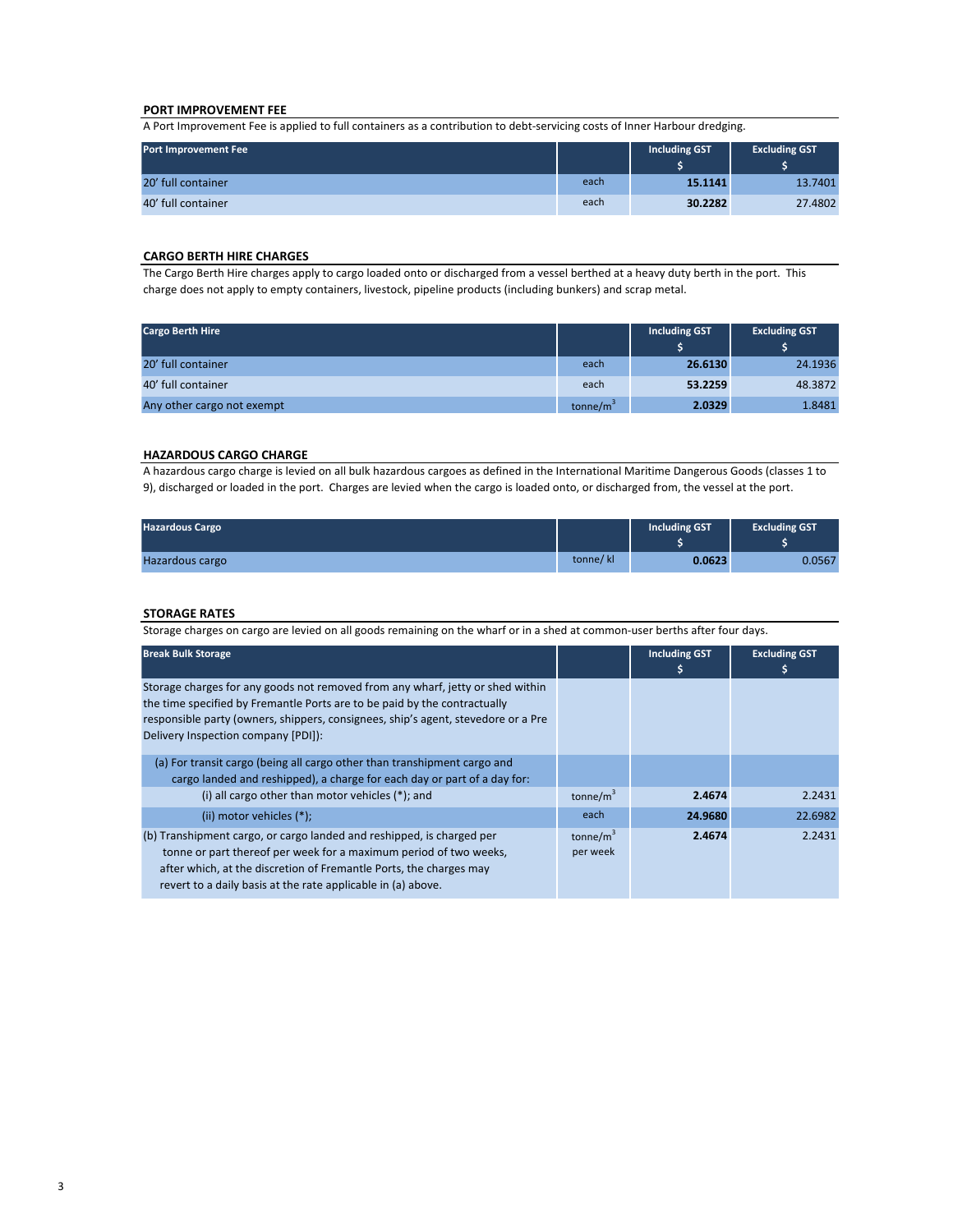## PORT IMPROVEMENT FEE

A Port Improvement Fee is applied to full containers as a contribution to debt-servicing costs of Inner Harbour dredging.

| Port Improvement Fee | | Including GST $ | Excluding GST $ |
|---|---|---|---|
| 20' full container | each | **15.1141** | 13.7401 |
| 40' full container | each | **30.2282** | 27.4802 |

## CARGO BERTH HIRE CHARGES

The Cargo Berth Hire charges apply to cargo loaded onto or discharged from a vessel berthed at a heavy duty berth in the port. This charge does not apply to empty containers, livestock, pipeline products (including bunkers) and scrap metal.

| Cargo Berth Hire | | Including GST $ | Excluding GST $ |
|---|---|---|---|
| 20' full container | each | **26.6130** | 24.1936 |
| 40' full container | each | **53.2259** | 48.3872 |
| Any other cargo not exempt | tonne/$m^3$ | **2.0329** | 1.8481 |

## HAZARDOUS CARGO CHARGE

A hazardous cargo charge is levied on all bulk hazardous cargoes as defined in the International Maritime Dangerous Goods (classes 1 to 9), discharged or loaded in the port. Charges are levied when the cargo is loaded onto, or discharged from, the vessel at the port.

| Hazardous Cargo | | Including GST $ | Excluding GST $ |
|---|---|---|---|
| Hazardous cargo | tonne/ kl | **0.0623** | 0.0567 |

## STORAGE RATES

Storage charges on cargo are levied on all goods remaining on the wharf or in a shed at common-user berths after four days.

| Break Bulk Storage | | Including GST $ | Excluding GST $ |
|---|---|---|---|
| Storage charges for any goods not removed from any wharf, jetty or shed within the time specified by Fremantle Ports are to be paid by the contractually responsible party (owners, shippers, consignees, ship's agent, stevedore or a Pre Delivery Inspection company [PDI]): | | | |
| (a) For transit cargo (being all cargo other than transhipment cargo and cargo landed and reshipped), a charge for each day or part of a day for: | | | |
| (i) all cargo other than motor vehicles (*); and | tonne/$m^3$ | **2.4674** | 2.2431 |
| (ii) motor vehicles (*); | each | **24.9680** | 22.6982 |
| (b) Transhipment cargo, or cargo landed and reshipped, is charged per tonne or part thereof per week for a maximum period of two weeks, after which, at the discretion of Fremantle Ports, the charges may revert to a daily basis at the rate applicable in (a) above. | tonne/$m^3$ per week | **2.4674** | 2.2431 |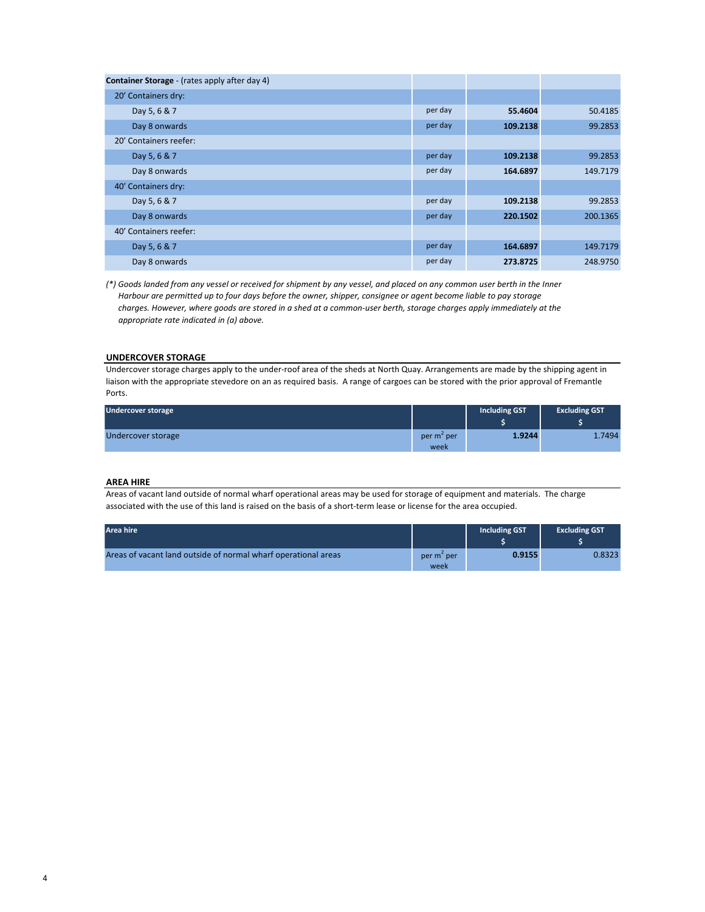| Container Storage - (rates apply after day 4) | | | |
|---|---|---|---|
| 20' Containers dry: | | | |
| Day 5, 6 & 7 | per day | **55.4604** | 50.4185 |
| Day 8 onwards | per day | **109.2138** | 99.2853 |
| 20' Containers reefer: | | | |
| Day 5, 6 & 7 | per day | **109.2138** | 99.2853 |
| Day 8 onwards | per day | **164.6897** | 149.7179 |
| 40' Containers dry: | | | |
| Day 5, 6 & 7 | per day | **109.2138** | 99.2853 |
| Day 8 onwards | per day | **220.1502** | 200.1365 |
| 40' Containers reefer: | | | |
| Day 5, 6 & 7 | per day | **164.6897** | 149.7179 |
| Day 8 onwards | per day | **273.8725** | 248.9750 |

*(\*) Goods landed from any vessel or received for shipment by any vessel, and placed on any common user berth in the Inner Harbour are permitted up to four days before the owner, shipper, consignee or agent become liable to pay storage charges. However, where goods are stored in a shed at a common-user berth, storage charges apply immediately at the appropriate rate indicated in (a) above.*

### UNDERCOVER STORAGE

Undercover storage charges apply to the under-roof area of the sheds at North Quay. Arrangements are made by the shipping agent in liaison with the appropriate stevedore on an as required basis. A range of cargoes can be stored with the prior approval of Fremantle Ports.

| Undercover storage | | Including GST $ | Excluding GST $ |
|---|---|---|---|
| Undercover storage | per m$^2$ per week | **1.9244** | 1.7494 |

### AREA HIRE

Areas of vacant land outside of normal wharf operational areas may be used for storage of equipment and materials. The charge associated with the use of this land is raised on the basis of a short-term lease or license for the area occupied.

| Area hire | | Including GST $ | Excluding GST $ |
|---|---|---|---|
| Areas of vacant land outside of normal wharf operational areas | per m$^2$ per week | **0.9155** | 0.8323 |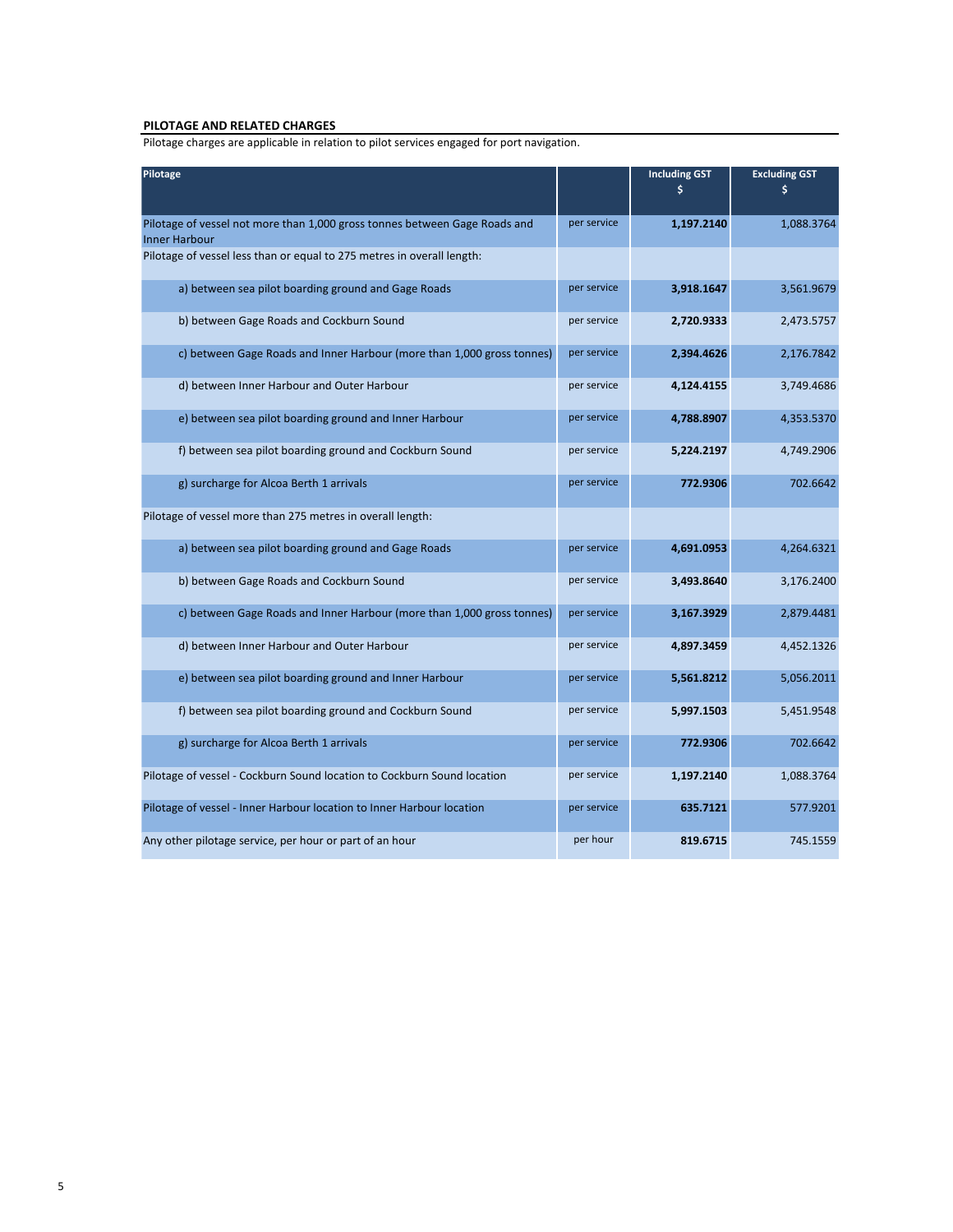**PILOTAGE AND RELATED CHARGES**

Pilotage charges are applicable in relation to pilot services engaged for port navigation.

| Pilotage | | Including GST $ | Excluding GST $ |
|---|---|---|---|
| Pilotage of vessel not more than 1,000 gross tonnes between Gage Roads and Inner Harbour | per service | **1,197.2140** | 1,088.3764 |
| Pilotage of vessel less than or equal to 275 metres in overall length: | | | |
| a) between sea pilot boarding ground and Gage Roads | per service | **3,918.1647** | 3,561.9679 |
| b) between Gage Roads and Cockburn Sound | per service | **2,720.9333** | 2,473.5757 |
| c) between Gage Roads and Inner Harbour (more than 1,000 gross tonnes) | per service | **2,394.4626** | 2,176.7842 |
| d) between Inner Harbour and Outer Harbour | per service | **4,124.4155** | 3,749.4686 |
| e) between sea pilot boarding ground and Inner Harbour | per service | **4,788.8907** | 4,353.5370 |
| f) between sea pilot boarding ground and Cockburn Sound | per service | **5,224.2197** | 4,749.2906 |
| g) surcharge for Alcoa Berth 1 arrivals | per service | **772.9306** | 702.6642 |
| Pilotage of vessel more than 275 metres in overall length: | | | |
| a) between sea pilot boarding ground and Gage Roads | per service | **4,691.0953** | 4,264.6321 |
| b) between Gage Roads and Cockburn Sound | per service | **3,493.8640** | 3,176.2400 |
| c) between Gage Roads and Inner Harbour (more than 1,000 gross tonnes) | per service | **3,167.3929** | 2,879.4481 |
| d) between Inner Harbour and Outer Harbour | per service | **4,897.3459** | 4,452.1326 |
| e) between sea pilot boarding ground and Inner Harbour | per service | **5,561.8212** | 5,056.2011 |
| f) between sea pilot boarding ground and Cockburn Sound | per service | **5,997.1503** | 5,451.9548 |
| g) surcharge for Alcoa Berth 1 arrivals | per service | **772.9306** | 702.6642 |
| Pilotage of vessel - Cockburn Sound location to Cockburn Sound location | per service | **1,197.2140** | 1,088.3764 |
| Pilotage of vessel - Inner Harbour location to Inner Harbour location | per service | **635.7121** | 577.9201 |
| Any other pilotage service, per hour or part of an hour | per hour | **819.6715** | 745.1559 |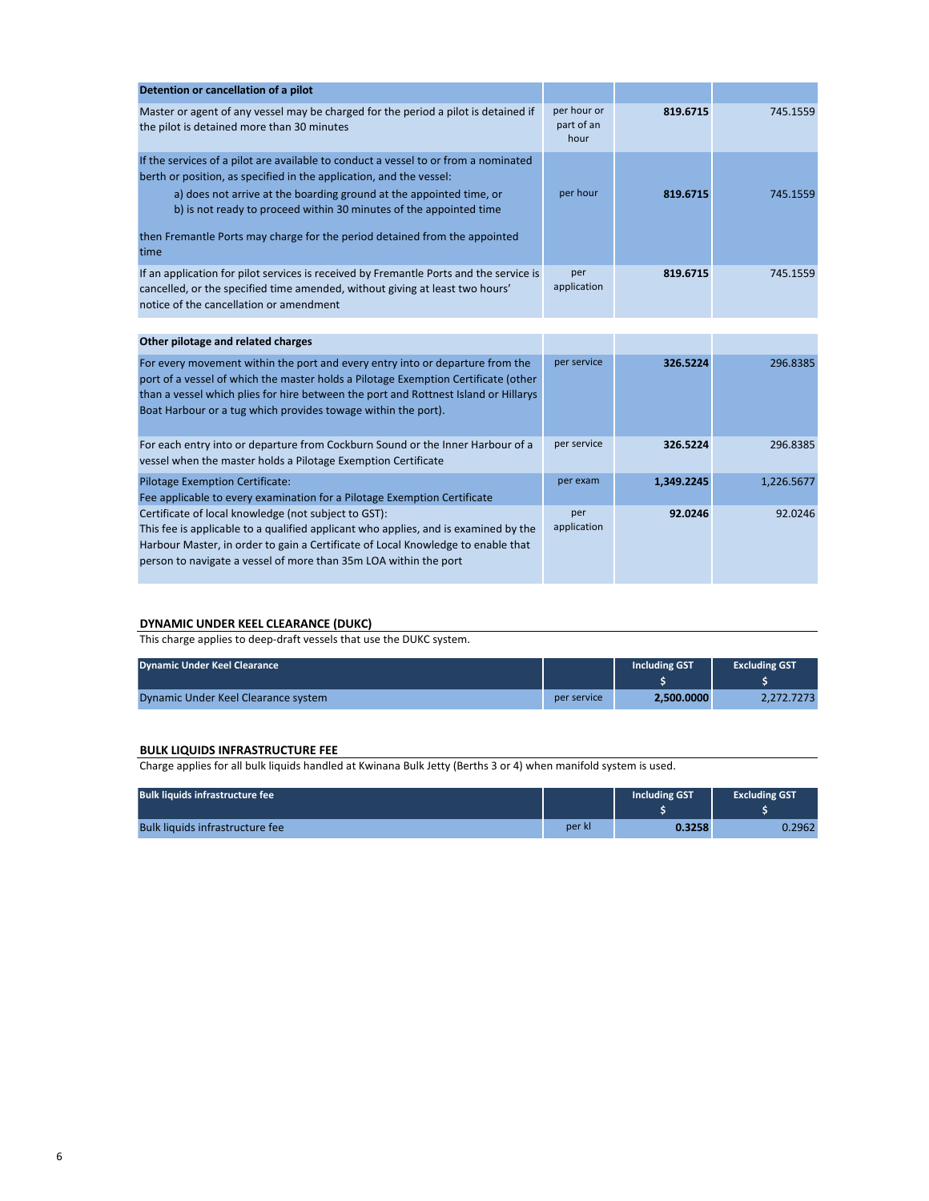| Detection or cancellation of a pilot | | | |
|---|---|---|---|
| Master or agent of any vessel may be charged for the period a pilot is detained if the pilot is detained more than 30 minutes | per hour or part of an hour | **819.6715** | 745.1559 |
| If the services of a pilot are available to conduct a vessel to or from a nominated berth or position, as specified in the application, and the vessel:<br>a) does not arrive at the boarding ground at the appointed time, or<br>b) is not ready to proceed within 30 minutes of the appointed time<br><br>then Fremantle Ports may charge for the period detained from the appointed time | per hour | **819.6715** | 745.1559 |
| If an application for pilot services is received by Fremantle Ports and the service is cancelled, or the specified time amended, without giving at least two hours' notice of the cancellation or amendment | per application | **819.6715** | 745.1559 |

| Other pilotage and related charges | | | |
|---|---|---|---|
| For every movement within the port and every entry into or departure from the port of a vessel of which the master holds a Pilotage Exemption Certificate (other than a vessel which plies for hire between the port and Rottnest Island or Hillarys Boat Harbour or a tug which provides towage within the port). | per service | **326.5224** | 296.8385 |
| For each entry into or departure from Cockburn Sound or the Inner Harbour of a vessel when the master holds a Pilotage Exemption Certificate | per service | **326.5224** | 296.8385 |
| Pilotage Exemption Certificate:<br>Fee applicable to every examination for a Pilotage Exemption Certificate | per exam | **1,349.2245** | 1,226.5677 |
| Certificate of local knowledge (not subject to GST):<br>This fee is applicable to a qualified applicant who applies, and is examined by the Harbour Master, in order to gain a Certificate of Local Knowledge to enable that person to navigate a vessel of more than 35m LOA within the port | per application | **92.0246** | 92.0246 |

## DYNAMIC UNDER KEEL CLEARANCE (DUKC)

This charge applies to deep-draft vessels that use the DUKC system.

| Dynamic Under Keel Clearance | | Including GST $ | Excluding GST $ |
|---|---|---|---|
| Dynamic Under Keel Clearance system | per service | **2,500.0000** | 2,272.7273 |

## BULK LIQUIDS INFRASTRUCTURE FEE

Charge applies for all bulk liquids handled at Kwinana Bulk Jetty (Berths 3 or 4) when manifold system is used.

| Bulk liquids infrastructure fee | | Including GST $ | Excluding GST $ |
|---|---|---|---|
| Bulk liquids infrastructure fee | per kl | **0.3258** | 0.2962 |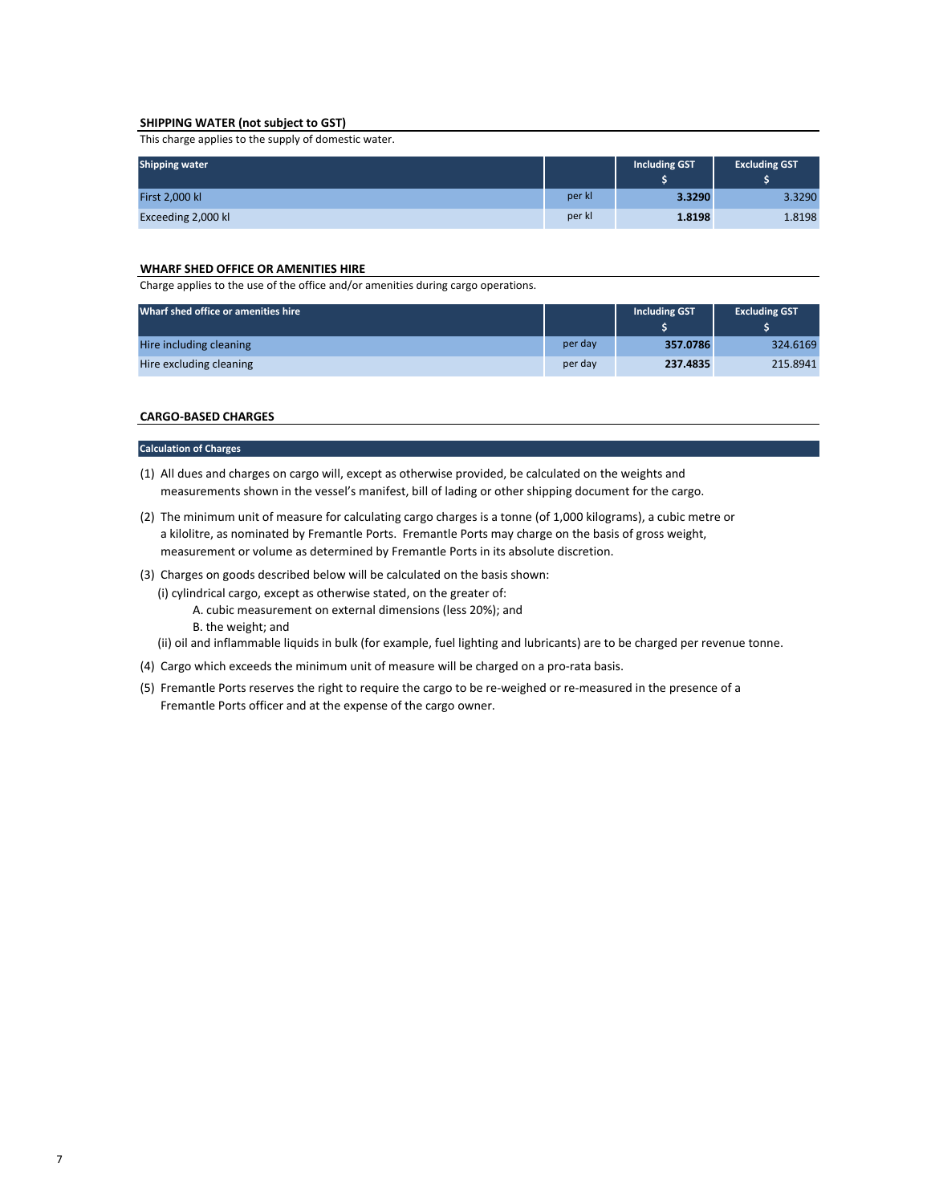### SHIPPING WATER (not subject to GST)

This charge applies to the supply of domestic water.

| Shipping water | | Including GST $ | Excluding GST $ |
|---|---|---|---|
| First 2,000 kl | per kl | **3.3290** | 3.3290 |
| Exceeding 2,000 kl | per kl | **1.8198** | 1.8198 |

### WHARF SHED OFFICE OR AMENITIES HIRE

Charge applies to the use of the office and/or amenities during cargo operations.

| Wharf shed office or amenities hire | | Including GST $ | Excluding GST $ |
|---|---|---|---|
| Hire including cleaning | per day | **357.0786** | 324.6169 |
| Hire excluding cleaning | per day | **237.4835** | 215.8941 |

### CARGO-BASED CHARGES

#### Calculation of Charges

(1) All dues and charges on cargo will, except as otherwise provided, be calculated on the weights and measurements shown in the vessel's manifest, bill of lading or other shipping document for the cargo.

(2) The minimum unit of measure for calculating cargo charges is a tonne (of 1,000 kilograms), a cubic metre or a kilolitre, as nominated by Fremantle Ports. Fremantle Ports may charge on the basis of gross weight, measurement or volume as determined by Fremantle Ports in its absolute discretion.

(3) Charges on goods described below will be calculated on the basis shown:

- (i) cylindrical cargo, except as otherwise stated, on the greater of:
  - A. cubic measurement on external dimensions (less 20%); and
  - B. the weight; and
- (ii) oil and inflammable liquids in bulk (for example, fuel lighting and lubricants) are to be charged per revenue tonne.

(4) Cargo which exceeds the minimum unit of measure will be charged on a pro-rata basis.

(5) Fremantle Ports reserves the right to require the cargo to be re-weighed or re-measured in the presence of a Fremantle Ports officer and at the expense of the cargo owner.